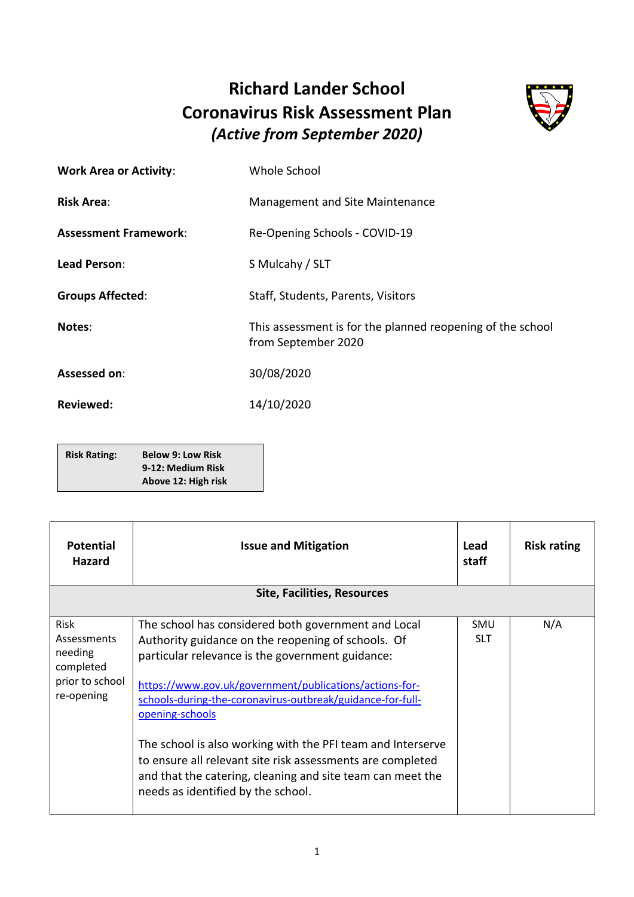# Richard Lander School
# Coronavirus Risk Assessment Plan
## *(Active from September 2020)*

| | |
|---|---|
| **Work Area or Activity**: | Whole School |
| **Risk Area**: | Management and Site Maintenance |
| **Assessment Framework**: | Re-Opening Schools - COVID-19 |
| **Lead Person**: | S Mulcahy / SLT |
| **Groups Affected**: | Staff, Students, Parents, Visitors |
| **Notes**: | This assessment is for the planned reopening of the school from September 2020 |
| **Assessed on**: | 30/08/2020 |
| **Reviewed:** | 14/10/2020 |

| **Risk Rating:** | **Below 9: Low Risk**<br>**9-12: Medium Risk**<br>**Above 12: High risk** |
|---|---|

| Potential Hazard | Issue and Mitigation | Lead staff | Risk rating |
|---|---|---|---|
| | **Site, Facilities, Resources** | | |
| Risk Assessments needing completed prior to school re-opening | The school has considered both government and Local Authority guidance on the reopening of schools. Of particular relevance is the government guidance:<br><br>https://www.gov.uk/government/publications/actions-for-schools-during-the-coronavirus-outbreak/guidance-for-full-opening-schools<br><br>The school is also working with the PFI team and Interserve to ensure all relevant site risk assessments are completed and that the catering, cleaning and site team can meet the needs as identified by the school. | SMU<br>SLT | N/A |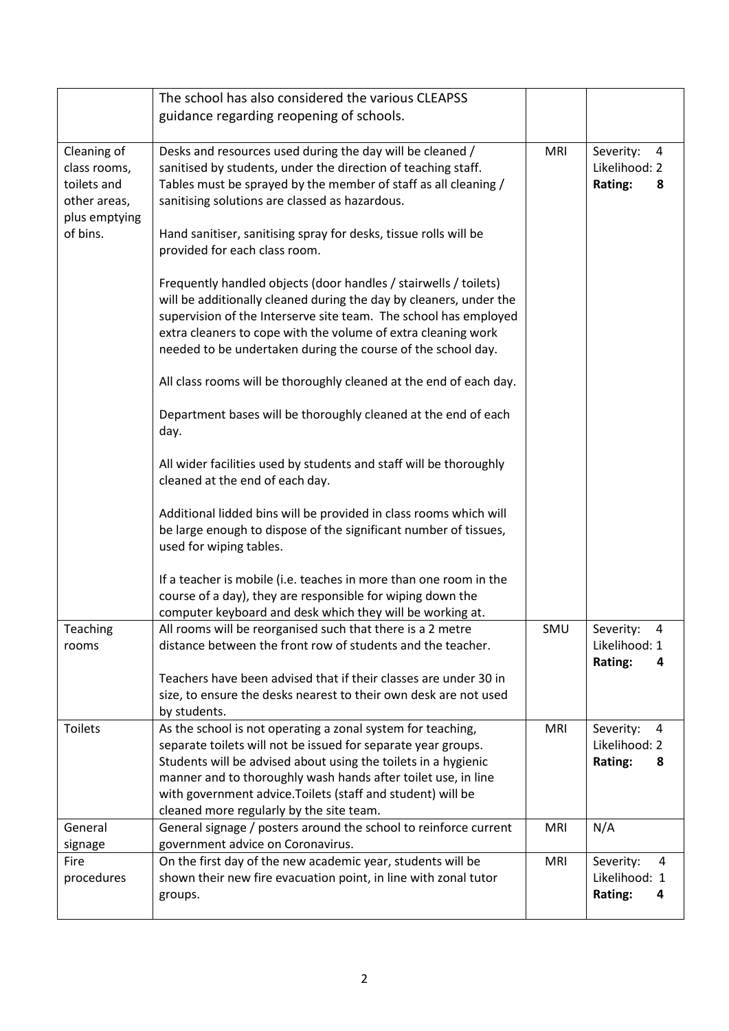| | | | |
|---|---|---|---|
| | The school has also considered the various CLEAPSS guidance regarding reopening of schools. | | |
| Cleaning of class rooms, toilets and other areas, plus emptying of bins. | Desks and resources used during the day will be cleaned / sanitised by students, under the direction of teaching staff. Tables must be sprayed by the member of staff as all cleaning / sanitising solutions are classed as hazardous.<br><br>Hand sanitiser, sanitising spray for desks, tissue rolls will be provided for each class room.<br><br>Frequently handled objects (door handles / stairwells / toilets) will be additionally cleaned during the day by cleaners, under the supervision of the Interserve site team. The school has employed extra cleaners to cope with the volume of extra cleaning work needed to be undertaken during the course of the school day.<br><br>All class rooms will be thoroughly cleaned at the end of each day.<br><br>Department bases will be thoroughly cleaned at the end of each day.<br><br>All wider facilities used by students and staff will be thoroughly cleaned at the end of each day.<br><br>Additional lidded bins will be provided in class rooms which will be large enough to dispose of the significant number of tissues, used for wiping tables.<br><br>If a teacher is mobile (i.e. teaches in more than one room in the course of a day), they are responsible for wiping down the computer keyboard and desk which they will be working at. | MRI | Severity: 4<br>Likelihood: 2<br>**Rating: 8** |
| Teaching rooms | All rooms will be reorganised such that there is a 2 metre distance between the front row of students and the teacher.<br><br>Teachers have been advised that if their classes are under 30 in size, to ensure the desks nearest to their own desk are not used by students. | SMU | Severity: 4<br>Likelihood: 1<br>**Rating: 4** |
| Toilets | As the school is not operating a zonal system for teaching, separate toilets will not be issued for separate year groups. Students will be advised about using the toilets in a hygienic manner and to thoroughly wash hands after toilet use, in line with government advice.Toilets (staff and student) will be cleaned more regularly by the site team. | MRI | Severity: 4<br>Likelihood: 2<br>**Rating: 8** |
| General signage | General signage / posters around the school to reinforce current government advice on Coronavirus. | MRI | N/A |
| Fire procedures | On the first day of the new academic year, students will be shown their new fire evacuation point, in line with zonal tutor groups. | MRI | Severity: 4<br>Likelihood: 1<br>**Rating: 4** |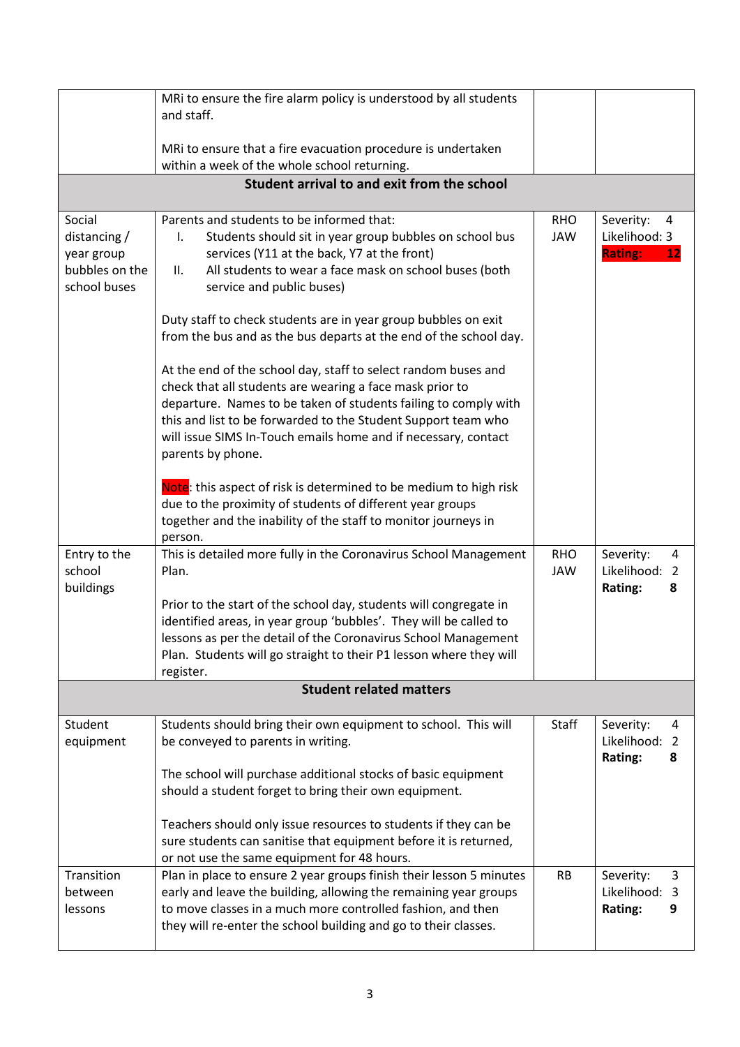| | | | |
|---|---|---|---|
| | MRi to ensure the fire alarm policy is understood by all students and staff.<br><br>MRi to ensure that a fire evacuation procedure is undertaken within a week of the whole school returning. | | |
| | **Student arrival to and exit from the school** | | |
| Social distancing / year group bubbles on the school buses | Parents and students to be informed that:<br>I. Students should sit in year group bubbles on school bus services (Y11 at the back, Y7 at the front)<br>II. All students to wear a face mask on school buses (both service and public buses)<br><br>Duty staff to check students are in year group bubbles on exit from the bus and as the bus departs at the end of the school day.<br><br>At the end of the school day, staff to select random buses and check that all students are wearing a face mask prior to departure. Names to be taken of students failing to comply with this and list to be forwarded to the Student Support team who will issue SIMS In-Touch emails home and if necessary, contact parents by phone.<br><br>Note: this aspect of risk is determined to be medium to high risk due to the proximity of students of different year groups together and the inability of the staff to monitor journeys in person. | RHO<br>JAW | Severity: 4<br>Likelihood: 3<br>**Rating: 12** |
| Entry to the school buildings | This is detailed more fully in the Coronavirus School Management Plan.<br><br>Prior to the start of the school day, students will congregate in identified areas, in year group 'bubbles'. They will be called to lessons as per the detail of the Coronavirus School Management Plan. Students will go straight to their P1 lesson where they will register. | RHO<br>JAW | Severity: 4<br>Likelihood: 2<br>**Rating: 8** |
| | **Student related matters** | | |
| Student equipment | Students should bring their own equipment to school. This will be conveyed to parents in writing.<br><br>The school will purchase additional stocks of basic equipment should a student forget to bring their own equipment.<br><br>Teachers should only issue resources to students if they can be sure students can sanitise that equipment before it is returned, or not use the same equipment for 48 hours. | Staff | Severity: 4<br>Likelihood: 2<br>**Rating: 8** |
| Transition between lessons | Plan in place to ensure 2 year groups finish their lesson 5 minutes early and leave the building, allowing the remaining year groups to move classes in a much more controlled fashion, and then they will re-enter the school building and go to their classes. | RB | Severity: 3<br>Likelihood: 3<br>**Rating: 9** |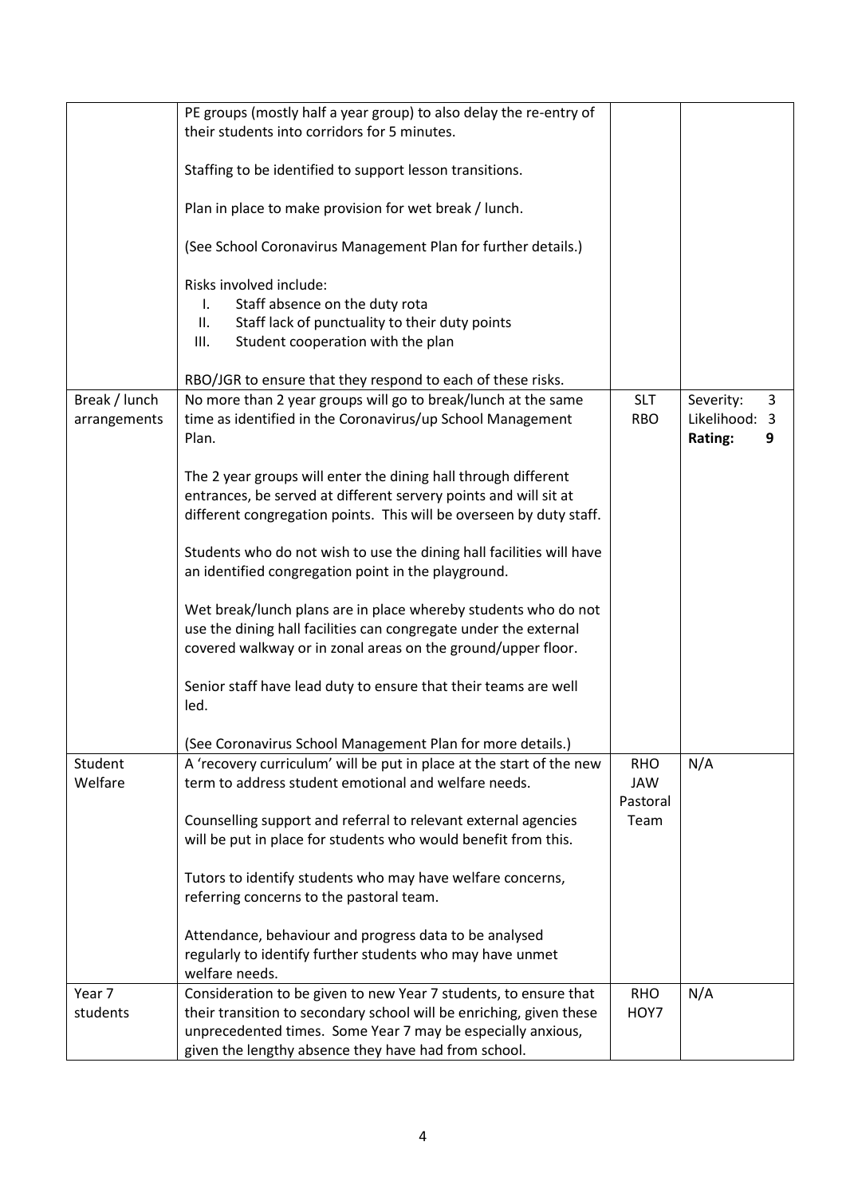| | | | |
|---|---|---|---|
| | PE groups (mostly half a year group) to also delay the re-entry of their students into corridors for 5 minutes.<br><br>Staffing to be identified to support lesson transitions.<br><br>Plan in place to make provision for wet break / lunch.<br><br>(See School Coronavirus Management Plan for further details.)<br><br>Risks involved include:<br>I. Staff absence on the duty rota<br>II. Staff lack of punctuality to their duty points<br>III. Student cooperation with the plan<br><br>RBO/JGR to ensure that they respond to each of these risks. | | |
| Break / lunch arrangements | No more than 2 year groups will go to break/lunch at the same time as identified in the Coronavirus/up School Management Plan.<br><br>The 2 year groups will enter the dining hall through different entrances, be served at different servery points and will sit at different congregation points. This will be overseen by duty staff.<br><br>Students who do not wish to use the dining hall facilities will have an identified congregation point in the playground.<br><br>Wet break/lunch plans are in place whereby students who do not use the dining hall facilities can congregate under the external covered walkway or in zonal areas on the ground/upper floor.<br><br>Senior staff have lead duty to ensure that their teams are well led.<br><br>(See Coronavirus School Management Plan for more details.) | SLT<br>RBO | Severity: 3<br>Likelihood: 3<br>**Rating: 9** |
| Student Welfare | A 'recovery curriculum' will be put in place at the start of the new term to address student emotional and welfare needs.<br><br>Counselling support and referral to relevant external agencies will be put in place for students who would benefit from this.<br><br>Tutors to identify students who may have welfare concerns, referring concerns to the pastoral team.<br><br>Attendance, behaviour and progress data to be analysed regularly to identify further students who may have unmet welfare needs. | RHO<br>JAW<br>Pastoral Team | N/A |
| Year 7 students | Consideration to be given to new Year 7 students, to ensure that their transition to secondary school will be enriching, given these unprecedented times. Some Year 7 may be especially anxious, given the lengthy absence they have had from school. | RHO<br>HOY7 | N/A |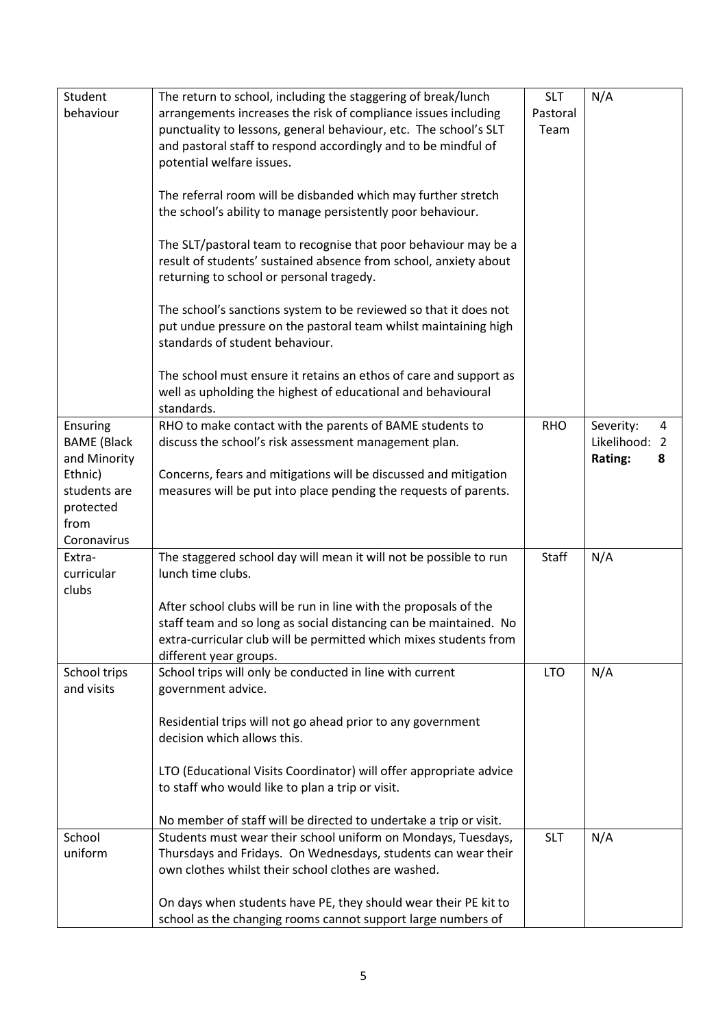| Student behaviour | The return to school, including the staggering of break/lunch arrangements increases the risk of compliance issues including punctuality to lessons, general behaviour, etc. The school's SLT and pastoral staff to respond accordingly and to be mindful of potential welfare issues.<br><br>The referral room will be disbanded which may further stretch the school's ability to manage persistently poor behaviour.<br><br>The SLT/pastoral team to recognise that poor behaviour may be a result of students' sustained absence from school, anxiety about returning to school or personal tragedy.<br><br>The school's sanctions system to be reviewed so that it does not put undue pressure on the pastoral team whilst maintaining high standards of student behaviour.<br><br>The school must ensure it retains an ethos of care and support as well as upholding the highest of educational and behavioural standards. | SLT Pastoral Team | N/A |
|---|---|---|---|
| Ensuring BAME (Black and Minority Ethnic) students are protected from Coronavirus | RHO to make contact with the parents of BAME students to discuss the school's risk assessment management plan.<br><br>Concerns, fears and mitigations will be discussed and mitigation measures will be put into place pending the requests of parents. | RHO | Severity: 4<br>Likelihood: 2<br>**Rating: 8** |
| Extra-curricular clubs | The staggered school day will mean it will not be possible to run lunch time clubs.<br><br>After school clubs will be run in line with the proposals of the staff team and so long as social distancing can be maintained. No extra-curricular club will be permitted which mixes students from different year groups. | Staff | N/A |
| School trips and visits | School trips will only be conducted in line with current government advice.<br><br>Residential trips will not go ahead prior to any government decision which allows this.<br><br>LTO (Educational Visits Coordinator) will offer appropriate advice to staff who would like to plan a trip or visit.<br><br>No member of staff will be directed to undertake a trip or visit. | LTO | N/A |
| School uniform | Students must wear their school uniform on Mondays, Tuesdays, Thursdays and Fridays. On Wednesdays, students can wear their own clothes whilst their school clothes are washed.<br><br>On days when students have PE, they should wear their PE kit to school as the changing rooms cannot support large numbers of | SLT | N/A |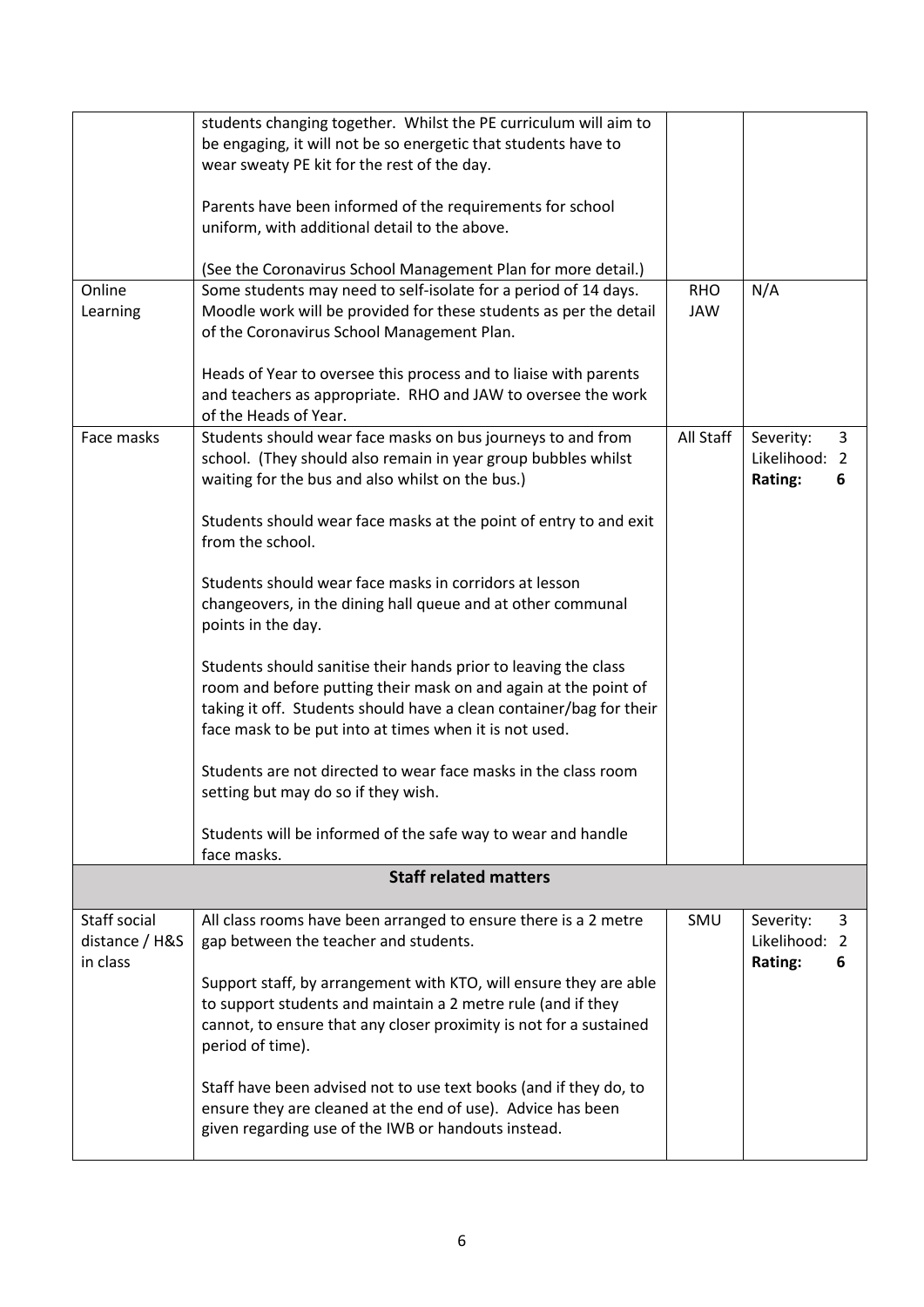| | | | |
|---|---|---|---|
| | students changing together. Whilst the PE curriculum will aim to be engaging, it will not be so energetic that students have to wear sweaty PE kit for the rest of the day.<br><br>Parents have been informed of the requirements for school uniform, with additional detail to the above.<br><br>(See the Coronavirus School Management Plan for more detail.) | | |
| Online Learning | Some students may need to self-isolate for a period of 14 days. Moodle work will be provided for these students as per the detail of the Coronavirus School Management Plan.<br><br>Heads of Year to oversee this process and to liaise with parents and teachers as appropriate. RHO and JAW to oversee the work of the Heads of Year. | RHO JAW | N/A |
| Face masks | Students should wear face masks on bus journeys to and from school. (They should also remain in year group bubbles whilst waiting for the bus and also whilst on the bus.)<br><br>Students should wear face masks at the point of entry to and exit from the school.<br><br>Students should wear face masks in corridors at lesson changeovers, in the dining hall queue and at other communal points in the day.<br><br>Students should sanitise their hands prior to leaving the class room and before putting their mask on and again at the point of taking it off. Students should have a clean container/bag for their face mask to be put into at times when it is not used.<br><br>Students are not directed to wear face masks in the class room setting but may do so if they wish.<br><br>Students will be informed of the safe way to wear and handle face masks. | All Staff | Severity: 3<br>Likelihood: 2<br>**Rating: 6** |
| **Staff related matters** | | | |
| Staff social distance / H&S in class | All class rooms have been arranged to ensure there is a 2 metre gap between the teacher and students.<br><br>Support staff, by arrangement with KTO, will ensure they are able to support students and maintain a 2 metre rule (and if they cannot, to ensure that any closer proximity is not for a sustained period of time).<br><br>Staff have been advised not to use text books (and if they do, to ensure they are cleaned at the end of use). Advice has been given regarding use of the IWB or handouts instead. | SMU | Severity: 3<br>Likelihood: 2<br>**Rating: 6** |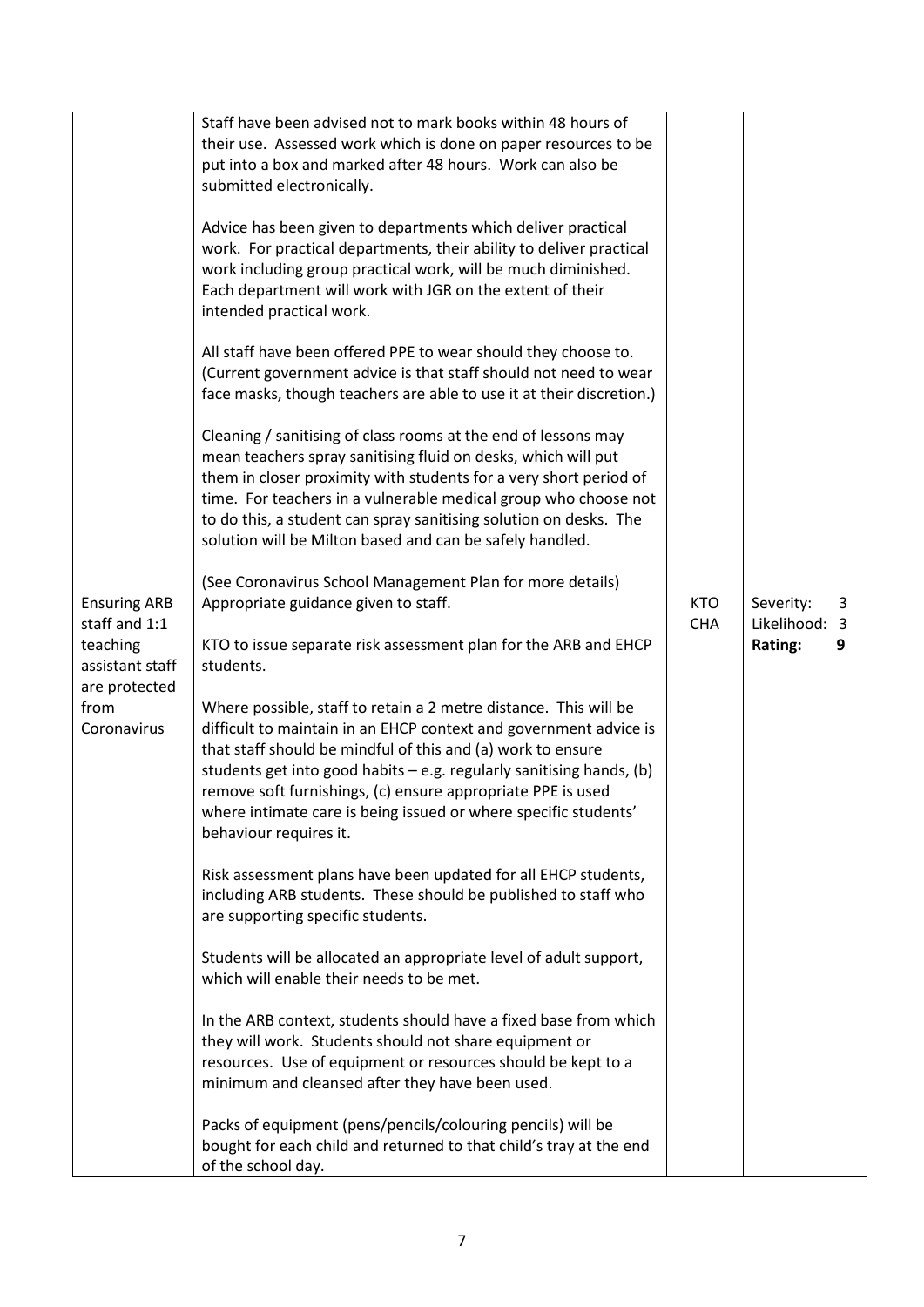| | | | |
|---|---|---|---|
| | Staff have been advised not to mark books within 48 hours of their use. Assessed work which is done on paper resources to be put into a box and marked after 48 hours. Work can also be submitted electronically.<br><br>Advice has been given to departments which deliver practical work. For practical departments, their ability to deliver practical work including group practical work, will be much diminished. Each department will work with JGR on the extent of their intended practical work.<br><br>All staff have been offered PPE to wear should they choose to. (Current government advice is that staff should not need to wear face masks, though teachers are able to use it at their discretion.)<br><br>Cleaning / sanitising of class rooms at the end of lessons may mean teachers spray sanitising fluid on desks, which will put them in closer proximity with students for a very short period of time. For teachers in a vulnerable medical group who choose not to do this, a student can spray sanitising solution on desks. The solution will be Milton based and can be safely handled.<br><br>(See Coronavirus School Management Plan for more details) | | |
| Ensuring ARB staff and 1:1 teaching assistant staff are protected from Coronavirus | Appropriate guidance given to staff.<br><br>KTO to issue separate risk assessment plan for the ARB and EHCP students.<br><br>Where possible, staff to retain a 2 metre distance. This will be difficult to maintain in an EHCP context and government advice is that staff should be mindful of this and (a) work to ensure students get into good habits – e.g. regularly sanitising hands, (b) remove soft furnishings, (c) ensure appropriate PPE is used where intimate care is being issued or where specific students' behaviour requires it.<br><br>Risk assessment plans have been updated for all EHCP students, including ARB students. These should be published to staff who are supporting specific students.<br><br>Students will be allocated an appropriate level of adult support, which will enable their needs to be met.<br><br>In the ARB context, students should have a fixed base from which they will work. Students should not share equipment or resources. Use of equipment or resources should be kept to a minimum and cleansed after they have been used.<br><br>Packs of equipment (pens/pencils/colouring pencils) will be bought for each child and returned to that child's tray at the end of the school day. | KTO<br>CHA | Severity: 3<br>Likelihood: 3<br>**Rating: 9** |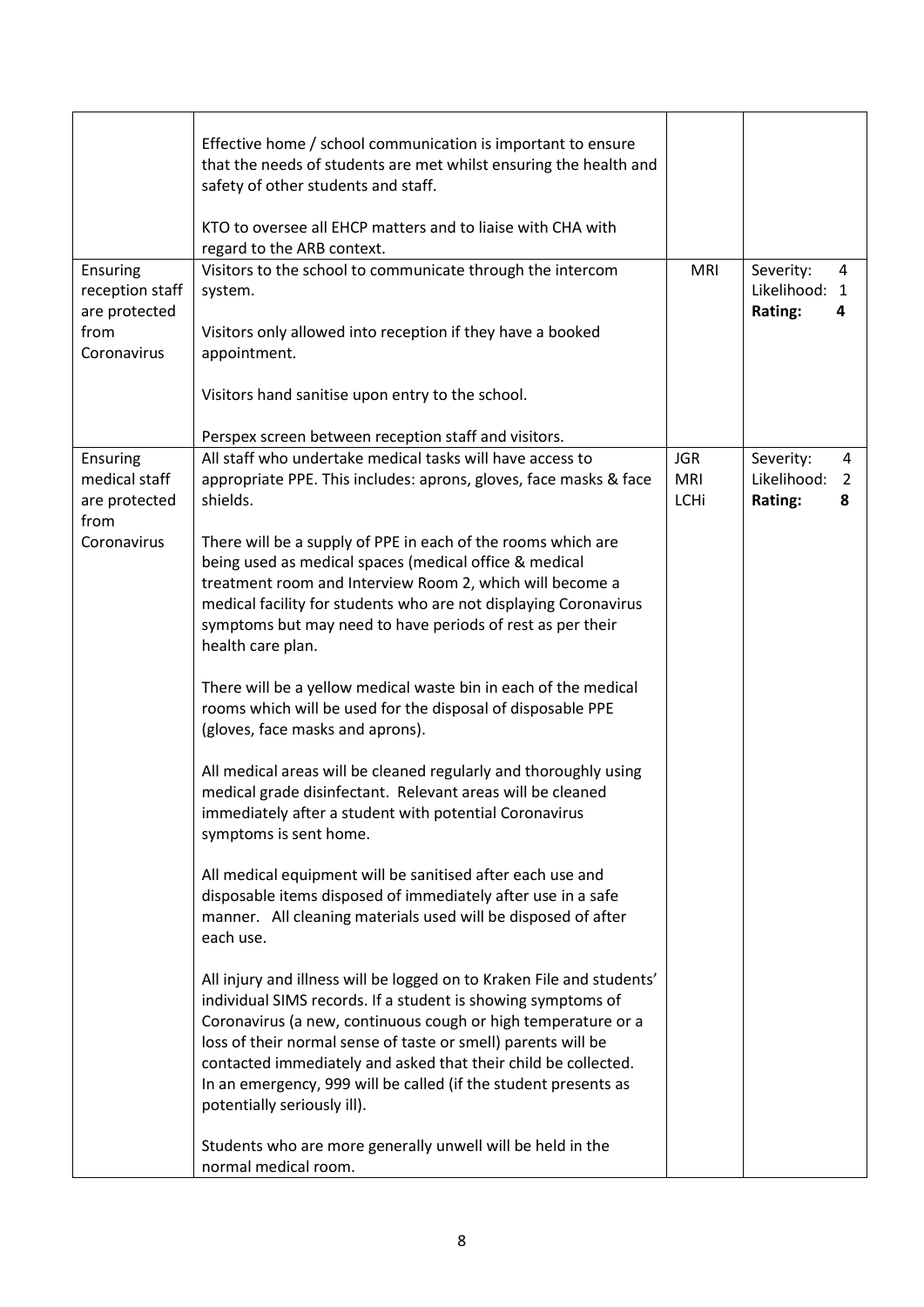| | | | |
|---|---|---|---|
| | Effective home / school communication is important to ensure that the needs of students are met whilst ensuring the health and safety of other students and staff.<br><br>KTO to oversee all EHCP matters and to liaise with CHA with regard to the ARB context. | | |
| Ensuring reception staff are protected from Coronavirus | Visitors to the school to communicate through the intercom system.<br><br>Visitors only allowed into reception if they have a booked appointment.<br><br>Visitors hand sanitise upon entry to the school.<br><br>Perspex screen between reception staff and visitors. | MRI | Severity: 4<br>Likelihood: 1<br>**Rating: 4** |
| Ensuring medical staff are protected from Coronavirus | All staff who undertake medical tasks will have access to appropriate PPE. This includes: aprons, gloves, face masks & face shields.<br><br>There will be a supply of PPE in each of the rooms which are being used as medical spaces (medical office & medical treatment room and Interview Room 2, which will become a medical facility for students who are not displaying Coronavirus symptoms but may need to have periods of rest as per their health care plan.<br><br>There will be a yellow medical waste bin in each of the medical rooms which will be used for the disposal of disposable PPE (gloves, face masks and aprons).<br><br>All medical areas will be cleaned regularly and thoroughly using medical grade disinfectant. Relevant areas will be cleaned immediately after a student with potential Coronavirus symptoms is sent home.<br><br>All medical equipment will be sanitised after each use and disposable items disposed of immediately after use in a safe manner. All cleaning materials used will be disposed of after each use.<br><br>All injury and illness will be logged on to Kraken File and students' individual SIMS records. If a student is showing symptoms of Coronavirus (a new, continuous cough or high temperature or a loss of their normal sense of taste or smell) parents will be contacted immediately and asked that their child be collected. In an emergency, 999 will be called (if the student presents as potentially seriously ill).<br><br>Students who are more generally unwell will be held in the normal medical room. | JGR<br>MRI<br>LCHi | Severity: 4<br>Likelihood: 2<br>**Rating: 8** |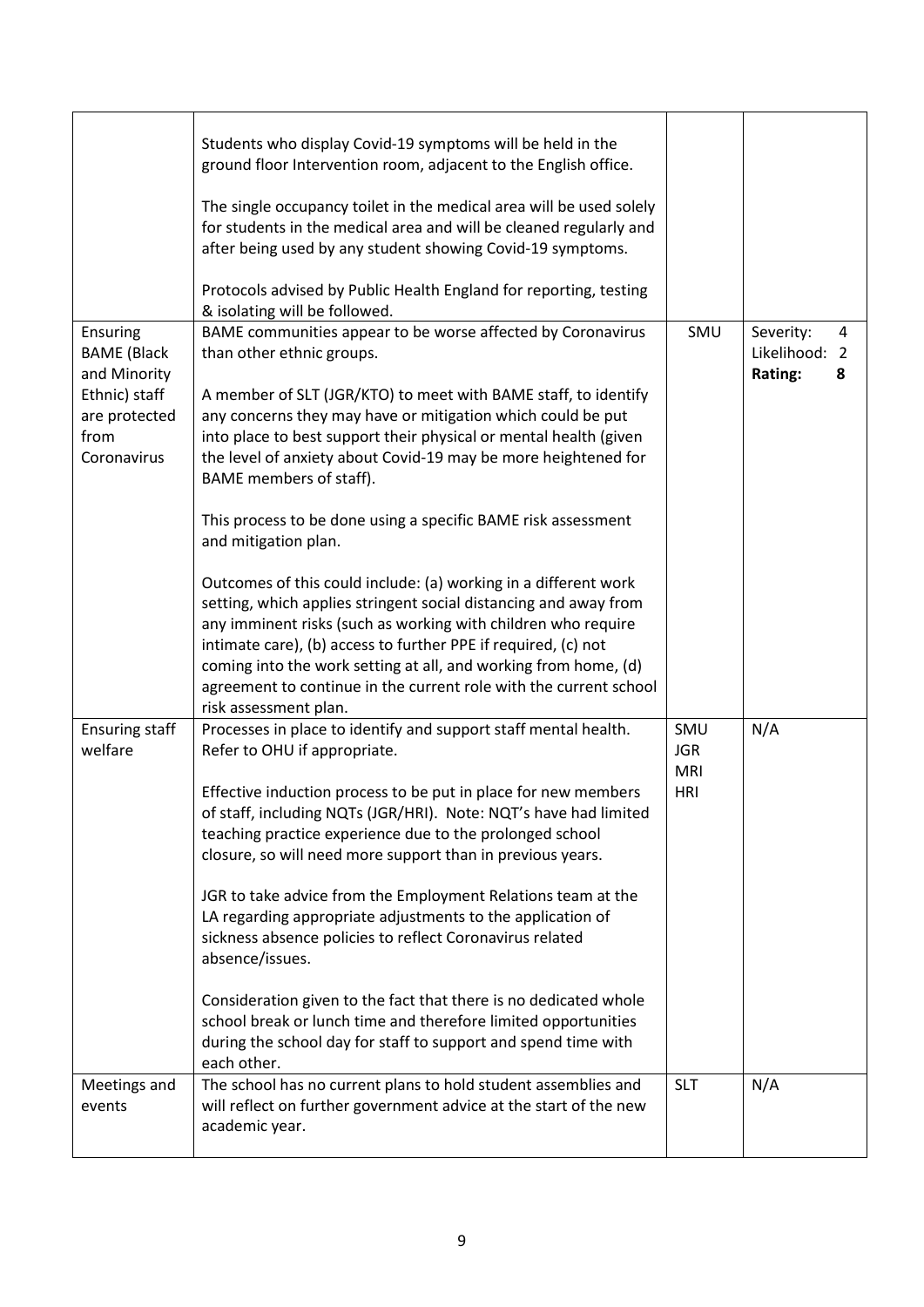| | | | |
|---|---|---|---|
| | Students who display Covid-19 symptoms will be held in the ground floor Intervention room, adjacent to the English office.<br><br>The single occupancy toilet in the medical area will be used solely for students in the medical area and will be cleaned regularly and after being used by any student showing Covid-19 symptoms.<br><br>Protocols advised by Public Health England for reporting, testing & isolating will be followed. | | |
| Ensuring BAME (Black and Minority Ethnic) staff are protected from Coronavirus | BAME communities appear to be worse affected by Coronavirus than other ethnic groups.<br><br>A member of SLT (JGR/KTO) to meet with BAME staff, to identify any concerns they may have or mitigation which could be put into place to best support their physical or mental health (given the level of anxiety about Covid-19 may be more heightened for BAME members of staff).<br><br>This process to be done using a specific BAME risk assessment and mitigation plan.<br><br>Outcomes of this could include: (a) working in a different work setting, which applies stringent social distancing and away from any imminent risks (such as working with children who require intimate care), (b) access to further PPE if required, (c) not coming into the work setting at all, and working from home, (d) agreement to continue in the current role with the current school risk assessment plan. | SMU | Severity: 4<br>Likelihood: 2<br>**Rating: 8** |
| Ensuring staff welfare | Processes in place to identify and support staff mental health. Refer to OHU if appropriate.<br><br>Effective induction process to be put in place for new members of staff, including NQTs (JGR/HRI). Note: NQT's have had limited teaching practice experience due to the prolonged school closure, so will need more support than in previous years.<br><br>JGR to take advice from the Employment Relations team at the LA regarding appropriate adjustments to the application of sickness absence policies to reflect Coronavirus related absence/issues.<br><br>Consideration given to the fact that there is no dedicated whole school break or lunch time and therefore limited opportunities during the school day for staff to support and spend time with each other. | SMU<br>JGR<br>MRI<br>HRI | N/A |
| Meetings and events | The school has no current plans to hold student assemblies and will reflect on further government advice at the start of the new academic year. | SLT | N/A |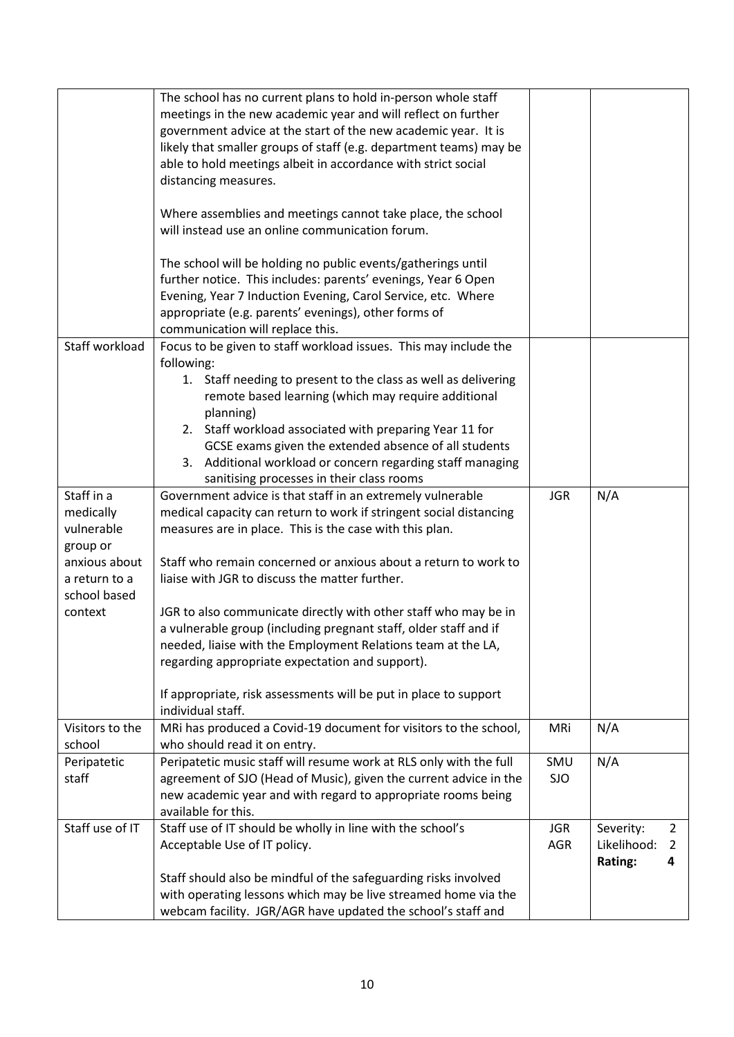| | | | |
|---|---|---|---|
| | The school has no current plans to hold in-person whole staff meetings in the new academic year and will reflect on further government advice at the start of the new academic year. It is likely that smaller groups of staff (e.g. department teams) may be able to hold meetings albeit in accordance with strict social distancing measures.<br><br>Where assemblies and meetings cannot take place, the school will instead use an online communication forum.<br><br>The school will be holding no public events/gatherings until further notice. This includes: parents' evenings, Year 6 Open Evening, Year 7 Induction Evening, Carol Service, etc. Where appropriate (e.g. parents' evenings), other forms of communication will replace this. | | |
| Staff workload | Focus to be given to staff workload issues. This may include the following:<br>1. Staff needing to present to the class as well as delivering remote based learning (which may require additional planning)<br>2. Staff workload associated with preparing Year 11 for GCSE exams given the extended absence of all students<br>3. Additional workload or concern regarding staff managing sanitising processes in their class rooms | | |
| Staff in a medically vulnerable group or anxious about a return to a school based context | Government advice is that staff in an extremely vulnerable medical capacity can return to work if stringent social distancing measures are in place. This is the case with this plan.<br><br>Staff who remain concerned or anxious about a return to work to liaise with JGR to discuss the matter further.<br><br>JGR to also communicate directly with other staff who may be in a vulnerable group (including pregnant staff, older staff and if needed, liaise with the Employment Relations team at the LA, regarding appropriate expectation and support).<br><br>If appropriate, risk assessments will be put in place to support individual staff. | JGR | N/A |
| Visitors to the school | MRi has produced a Covid-19 document for visitors to the school, who should read it on entry. | MRi | N/A |
| Peripatetic staff | Peripatetic music staff will resume work at RLS only with the full agreement of SJO (Head of Music), given the current advice in the new academic year and with regard to appropriate rooms being available for this. | SMU<br>SJO | N/A |
| Staff use of IT | Staff use of IT should be wholly in line with the school's Acceptable Use of IT policy.<br><br>Staff should also be mindful of the safeguarding risks involved with operating lessons which may be live streamed home via the webcam facility. JGR/AGR have updated the school's staff and | JGR<br>AGR | Severity: 2<br>Likelihood: 2<br>**Rating: 4** |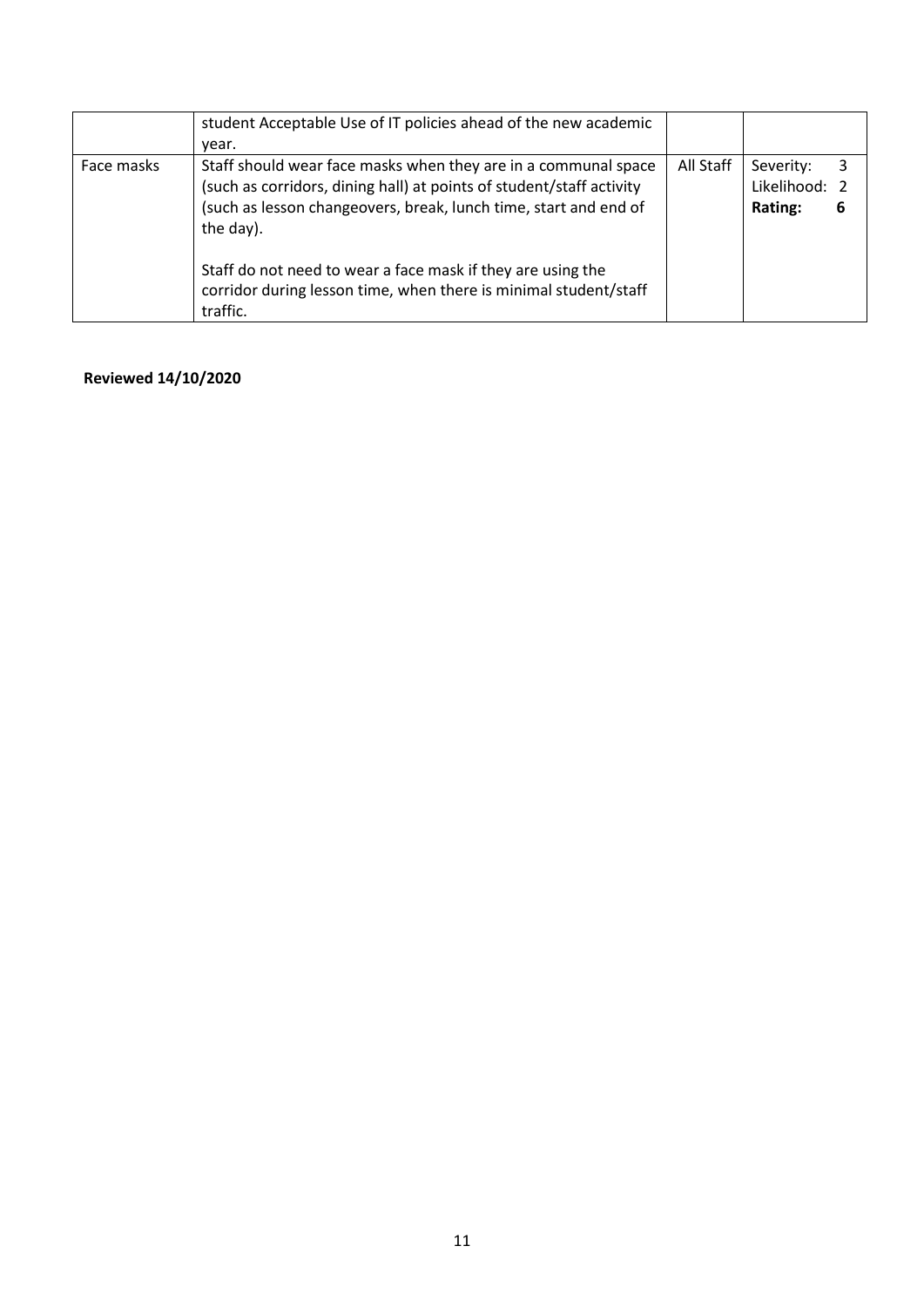| | | | |
|---|---|---|---|
| | student Acceptable Use of IT policies ahead of the new academic year. | | |
| Face masks | Staff should wear face masks when they are in a communal space (such as corridors, dining hall) at points of student/staff activity (such as lesson changeovers, break, lunch time, start and end of the day).<br><br>Staff do not need to wear a face mask if they are using the corridor during lesson time, when there is minimal student/staff traffic. | All Staff | Severity: 3<br>Likelihood: 2<br>**Rating: 6** |

**Reviewed 14/10/2020**